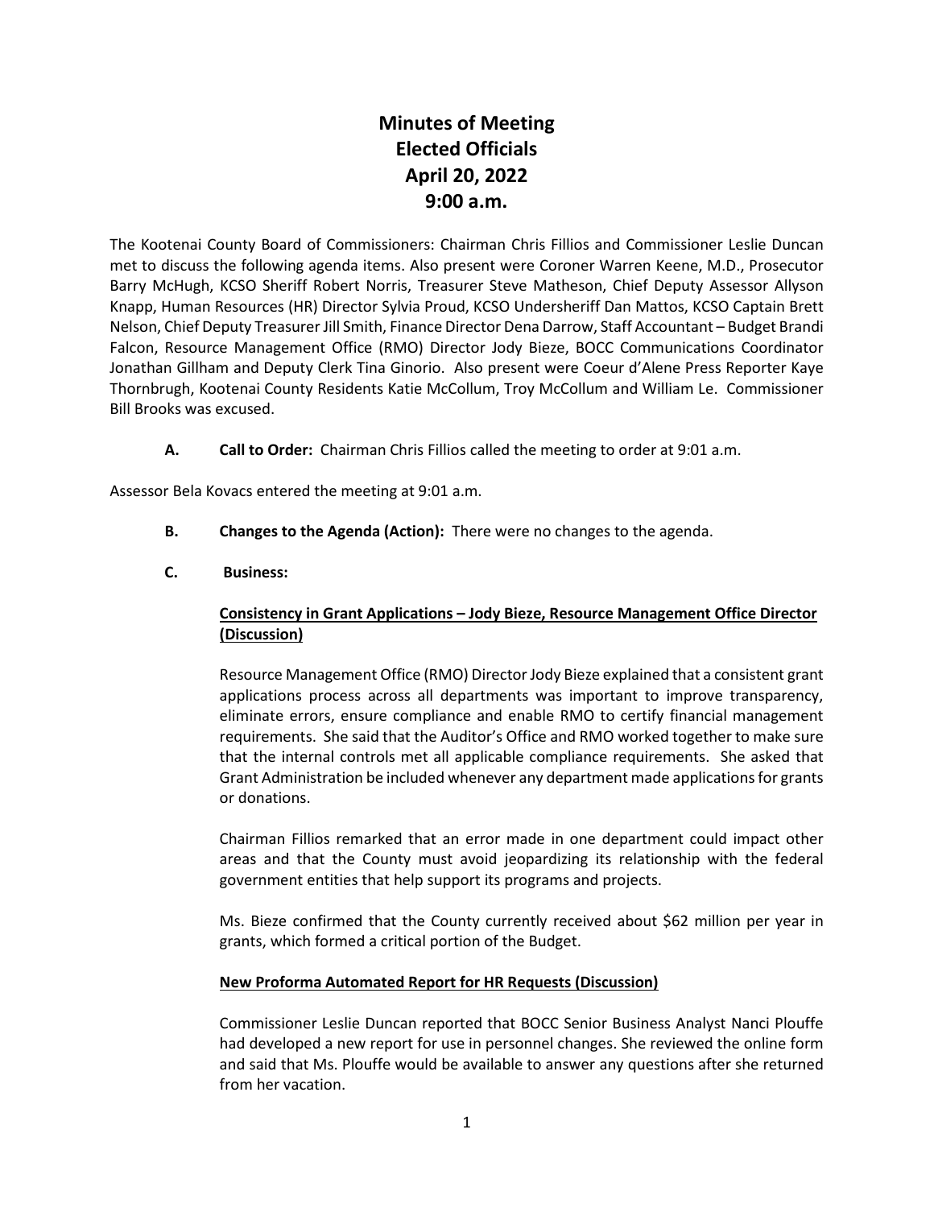# Minutes of Meeting
# Elected Officials
# April 20, 2022
# 9:00 a.m.

The Kootenai County Board of Commissioners: Chairman Chris Fillios and Commissioner Leslie Duncan met to discuss the following agenda items. Also present were Coroner Warren Keene, M.D., Prosecutor Barry McHugh, KCSO Sheriff Robert Norris, Treasurer Steve Matheson, Chief Deputy Assessor Allyson Knapp, Human Resources (HR) Director Sylvia Proud, KCSO Undersheriff Dan Mattos, KCSO Captain Brett Nelson, Chief Deputy Treasurer Jill Smith, Finance Director Dena Darrow, Staff Accountant – Budget Brandi Falcon, Resource Management Office (RMO) Director Jody Bieze, BOCC Communications Coordinator Jonathan Gillham and Deputy Clerk Tina Ginorio. Also present were Coeur d'Alene Press Reporter Kaye Thornbrugh, Kootenai County Residents Katie McCollum, Troy McCollum and William Le. Commissioner Bill Brooks was excused.

**A. Call to Order:** Chairman Chris Fillios called the meeting to order at 9:01 a.m.

Assessor Bela Kovacs entered the meeting at 9:01 a.m.

**B. Changes to the Agenda (Action):** There were no changes to the agenda.

**C. Business:**

**Consistency in Grant Applications – Jody Bieze, Resource Management Office Director (Discussion)**

Resource Management Office (RMO) Director Jody Bieze explained that a consistent grant applications process across all departments was important to improve transparency, eliminate errors, ensure compliance and enable RMO to certify financial management requirements. She said that the Auditor's Office and RMO worked together to make sure that the internal controls met all applicable compliance requirements. She asked that Grant Administration be included whenever any department made applications for grants or donations.

Chairman Fillios remarked that an error made in one department could impact other areas and that the County must avoid jeopardizing its relationship with the federal government entities that help support its programs and projects.

Ms. Bieze confirmed that the County currently received about $62 million per year in grants, which formed a critical portion of the Budget.

**New Proforma Automated Report for HR Requests (Discussion)**

Commissioner Leslie Duncan reported that BOCC Senior Business Analyst Nanci Plouffe had developed a new report for use in personnel changes. She reviewed the online form and said that Ms. Plouffe would be available to answer any questions after she returned from her vacation.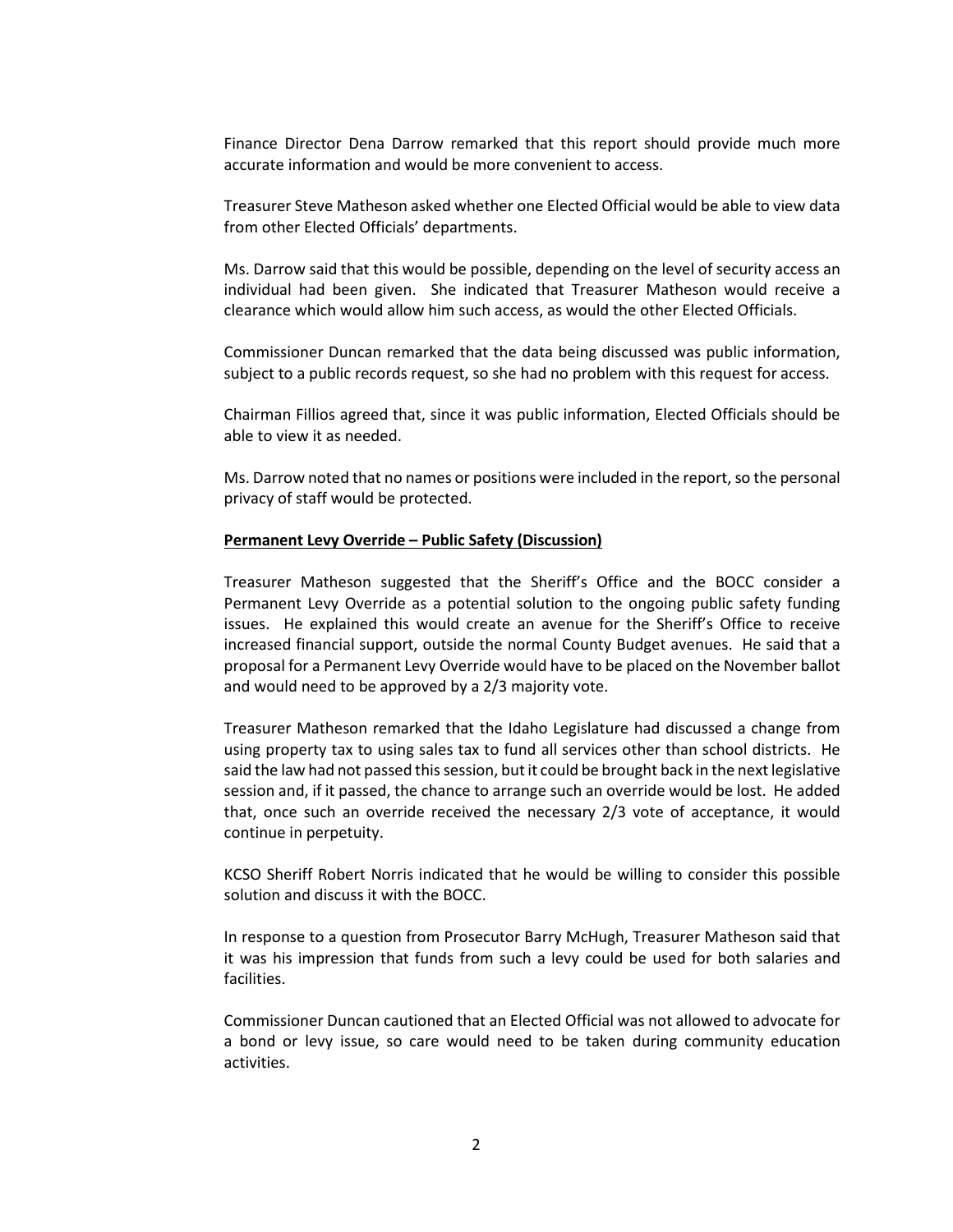Finance Director Dena Darrow remarked that this report should provide much more accurate information and would be more convenient to access.

Treasurer Steve Matheson asked whether one Elected Official would be able to view data from other Elected Officials' departments.

Ms. Darrow said that this would be possible, depending on the level of security access an individual had been given. She indicated that Treasurer Matheson would receive a clearance which would allow him such access, as would the other Elected Officials.

Commissioner Duncan remarked that the data being discussed was public information, subject to a public records request, so she had no problem with this request for access.

Chairman Fillios agreed that, since it was public information, Elected Officials should be able to view it as needed.

Ms. Darrow noted that no names or positions were included in the report, so the personal privacy of staff would be protected.

**Permanent Levy Override – Public Safety (Discussion)**

Treasurer Matheson suggested that the Sheriff's Office and the BOCC consider a Permanent Levy Override as a potential solution to the ongoing public safety funding issues. He explained this would create an avenue for the Sheriff's Office to receive increased financial support, outside the normal County Budget avenues. He said that a proposal for a Permanent Levy Override would have to be placed on the November ballot and would need to be approved by a 2/3 majority vote.

Treasurer Matheson remarked that the Idaho Legislature had discussed a change from using property tax to using sales tax to fund all services other than school districts. He said the law had not passed this session, but it could be brought back in the next legislative session and, if it passed, the chance to arrange such an override would be lost. He added that, once such an override received the necessary 2/3 vote of acceptance, it would continue in perpetuity.

KCSO Sheriff Robert Norris indicated that he would be willing to consider this possible solution and discuss it with the BOCC.

In response to a question from Prosecutor Barry McHugh, Treasurer Matheson said that it was his impression that funds from such a levy could be used for both salaries and facilities.

Commissioner Duncan cautioned that an Elected Official was not allowed to advocate for a bond or levy issue, so care would need to be taken during community education activities.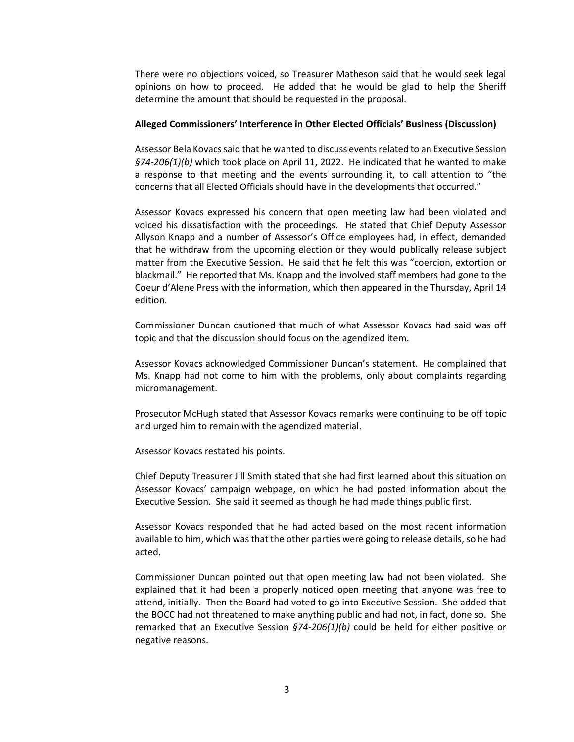There were no objections voiced, so Treasurer Matheson said that he would seek legal opinions on how to proceed. He added that he would be glad to help the Sheriff determine the amount that should be requested in the proposal.

**Alleged Commissioners' Interference in Other Elected Officials' Business (Discussion)**

Assessor Bela Kovacs said that he wanted to discuss events related to an Executive Session *§74-206(1)(b)* which took place on April 11, 2022. He indicated that he wanted to make a response to that meeting and the events surrounding it, to call attention to "the concerns that all Elected Officials should have in the developments that occurred."

Assessor Kovacs expressed his concern that open meeting law had been violated and voiced his dissatisfaction with the proceedings. He stated that Chief Deputy Assessor Allyson Knapp and a number of Assessor's Office employees had, in effect, demanded that he withdraw from the upcoming election or they would publically release subject matter from the Executive Session. He said that he felt this was "coercion, extortion or blackmail." He reported that Ms. Knapp and the involved staff members had gone to the Coeur d'Alene Press with the information, which then appeared in the Thursday, April 14 edition.

Commissioner Duncan cautioned that much of what Assessor Kovacs had said was off topic and that the discussion should focus on the agendized item.

Assessor Kovacs acknowledged Commissioner Duncan's statement. He complained that Ms. Knapp had not come to him with the problems, only about complaints regarding micromanagement.

Prosecutor McHugh stated that Assessor Kovacs remarks were continuing to be off topic and urged him to remain with the agendized material.

Assessor Kovacs restated his points.

Chief Deputy Treasurer Jill Smith stated that she had first learned about this situation on Assessor Kovacs' campaign webpage, on which he had posted information about the Executive Session. She said it seemed as though he had made things public first.

Assessor Kovacs responded that he had acted based on the most recent information available to him, which was that the other parties were going to release details, so he had acted.

Commissioner Duncan pointed out that open meeting law had not been violated. She explained that it had been a properly noticed open meeting that anyone was free to attend, initially. Then the Board had voted to go into Executive Session. She added that the BOCC had not threatened to make anything public and had not, in fact, done so. She remarked that an Executive Session *§74-206(1)(b)* could be held for either positive or negative reasons.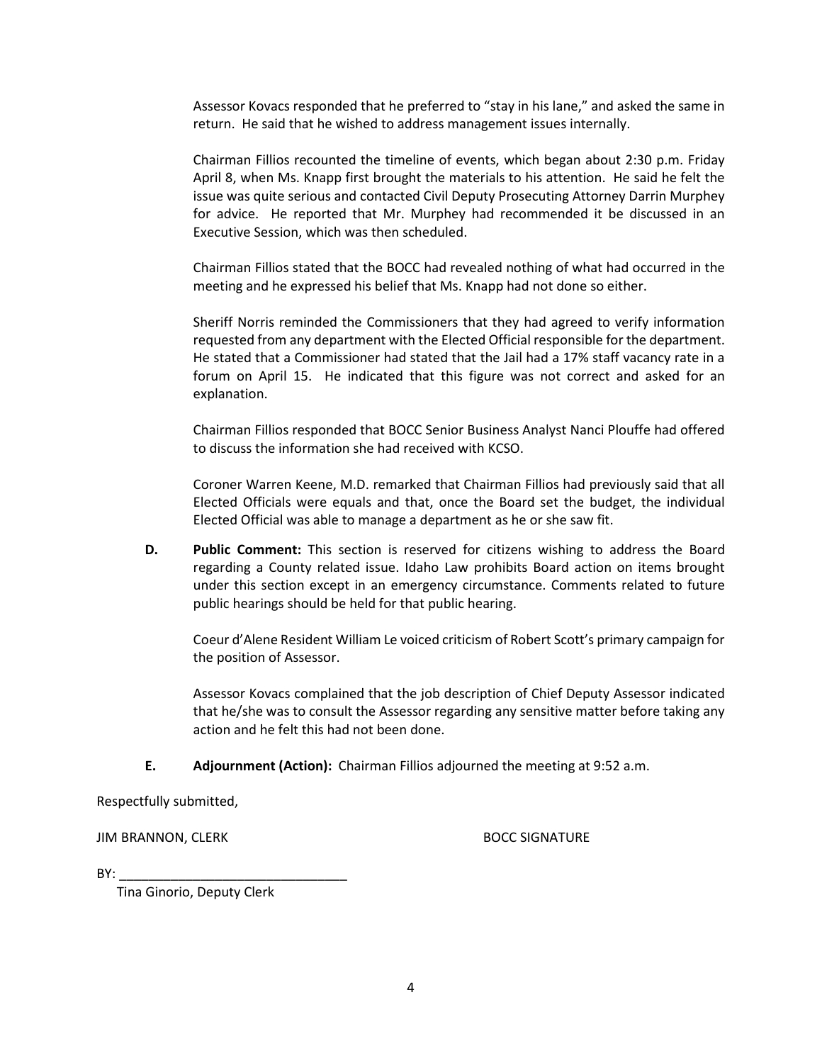Assessor Kovacs responded that he preferred to "stay in his lane," and asked the same in return. He said that he wished to address management issues internally.

Chairman Fillios recounted the timeline of events, which began about 2:30 p.m. Friday April 8, when Ms. Knapp first brought the materials to his attention. He said he felt the issue was quite serious and contacted Civil Deputy Prosecuting Attorney Darrin Murphey for advice. He reported that Mr. Murphey had recommended it be discussed in an Executive Session, which was then scheduled.

Chairman Fillios stated that the BOCC had revealed nothing of what had occurred in the meeting and he expressed his belief that Ms. Knapp had not done so either.

Sheriff Norris reminded the Commissioners that they had agreed to verify information requested from any department with the Elected Official responsible for the department. He stated that a Commissioner had stated that the Jail had a 17% staff vacancy rate in a forum on April 15. He indicated that this figure was not correct and asked for an explanation.

Chairman Fillios responded that BOCC Senior Business Analyst Nanci Plouffe had offered to discuss the information she had received with KCSO.

Coroner Warren Keene, M.D. remarked that Chairman Fillios had previously said that all Elected Officials were equals and that, once the Board set the budget, the individual Elected Official was able to manage a department as he or she saw fit.

**D. Public Comment:** This section is reserved for citizens wishing to address the Board regarding a County related issue. Idaho Law prohibits Board action on items brought under this section except in an emergency circumstance. Comments related to future public hearings should be held for that public hearing.

Coeur d'Alene Resident William Le voiced criticism of Robert Scott's primary campaign for the position of Assessor.

Assessor Kovacs complained that the job description of Chief Deputy Assessor indicated that he/she was to consult the Assessor regarding any sensitive matter before taking any action and he felt this had not been done.

**E. Adjournment (Action):** Chairman Fillios adjourned the meeting at 9:52 a.m.

Respectfully submitted,

JIM BRANNON, CLERK BOCC SIGNATURE

BY: _______________________________
Tina Ginorio, Deputy Clerk